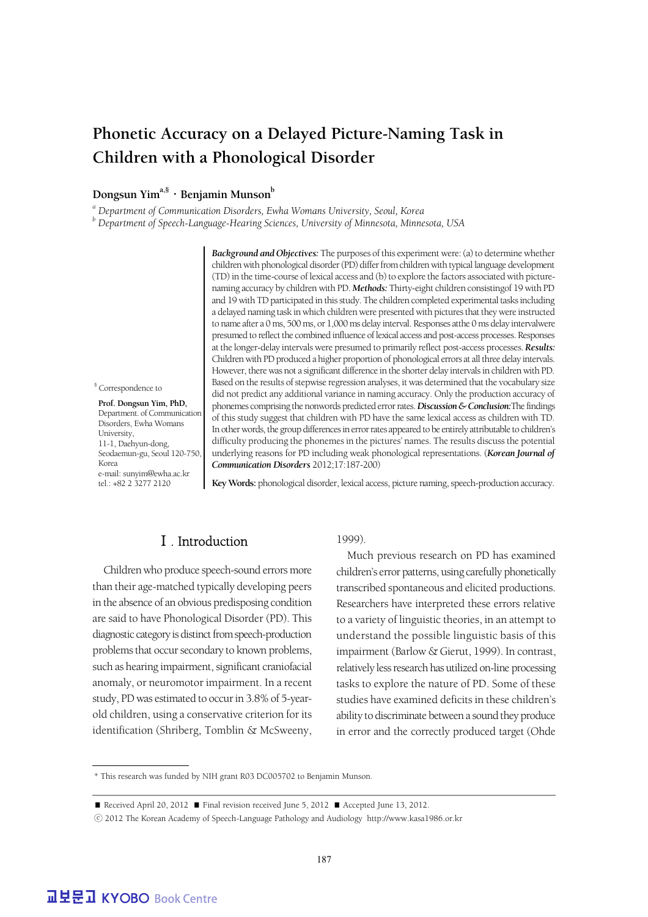# Phonetic Accuracy on a Delayed Picture-Naming Task in Children with a Phonological Disorder

**Dongsun Yim**[a,§] **· Benjamin Munson**[b]

[a] *Department of Communication Disorders, Ewha Womans University, Seoul, Korea*
[b] *Department of Speech-Language-Hearing Sciences, University of Minnesota, Minnesota, USA*

[§] Correspondence to

**Prof. Dongsun Yim, PhD,**
Department. of Communication Disorders, Ewha Womans University,
11-1, Daehyun-dong,
Seodaemun-gu, Seoul 120-750, Korea
e-mail: sunyim@ewha.ac.kr
tel.: +82 2 3277 2120

***Background and Objectives:*** The purposes of this experiment were: (a) to determine whether children with phonological disorder (PD) differ from children with typical language development (TD) in the time-course of lexical access and (b) to explore the factors associated with picture-naming accuracy by children with PD. ***Methods:*** Thirty-eight children consistingof 19 with PD and 19 with TD participated in this study. The children completed experimental tasks including a delayed naming task in which children were presented with pictures that they were instructed to name after a 0 ms, 500 ms, or 1,000 ms delay interval. Responses atthe 0 ms delay intervalwere presumed to reflect the combined influence of lexical access and post-access processes. Responses at the longer-delay intervals were presumed to primarily reflect post-access processes. ***Results:*** Children with PD produced a higher proportion of phonological errors at all three delay intervals. However, there was not a significant difference in the shorter delay intervals in children with PD. Based on the results of stepwise regression analyses, it was determined that the vocabulary size did not predict any additional variance in naming accuracy. Only the production accuracy of phonemes comprising the nonwords predicted error rates. ***Discussion & Conclusion:*** The findings of this study suggest that children with PD have the same lexical access as children with TD. In other words, the group differences in error rates appeared to be entirely attributable to children's difficulty producing the phonemes in the pictures' names. The results discuss the potential underlying reasons for PD including weak phonological representations. (***Korean Journal of Communication Disorders*** 2012;17:187-200)

**Key Words:** phonological disorder, lexical access, picture naming, speech-production accuracy.

## Ⅰ. Introduction

Children who produce speech-sound errors more than their age-matched typically developing peers in the absence of an obvious predisposing condition are said to have Phonological Disorder (PD). This diagnostic category is distinct from speech-production problems that occur secondary to known problems, such as hearing impairment, significant craniofacial anomaly, or neuromotor impairment. In a recent study, PD was estimated to occur in 3.8% of 5-year-old children, using a conservative criterion for its identification (Shriberg, Tomblin & McSweeny, 1999).

Much previous research on PD has examined children's error patterns, using carefully phonetically transcribed spontaneous and elicited productions. Researchers have interpreted these errors relative to a variety of linguistic theories, in an attempt to understand the possible linguistic basis of this impairment (Barlow & Gierut, 1999). In contrast, relatively less research has utilized on-line processing tasks to explore the nature of PD. Some of these studies have examined deficits in these children's ability to discriminate between a sound they produce in error and the correctly produced target (Ohde

---

\* This research was funded by NIH grant R03 DC005702 to Benjamin Munson.

■ Received April 20, 2012 ■ Final revision received June 5, 2012 ■ Accepted June 13, 2012.
ⓒ 2012 The Korean Academy of Speech-Language Pathology and Audiology http://www.kasa1986.or.kr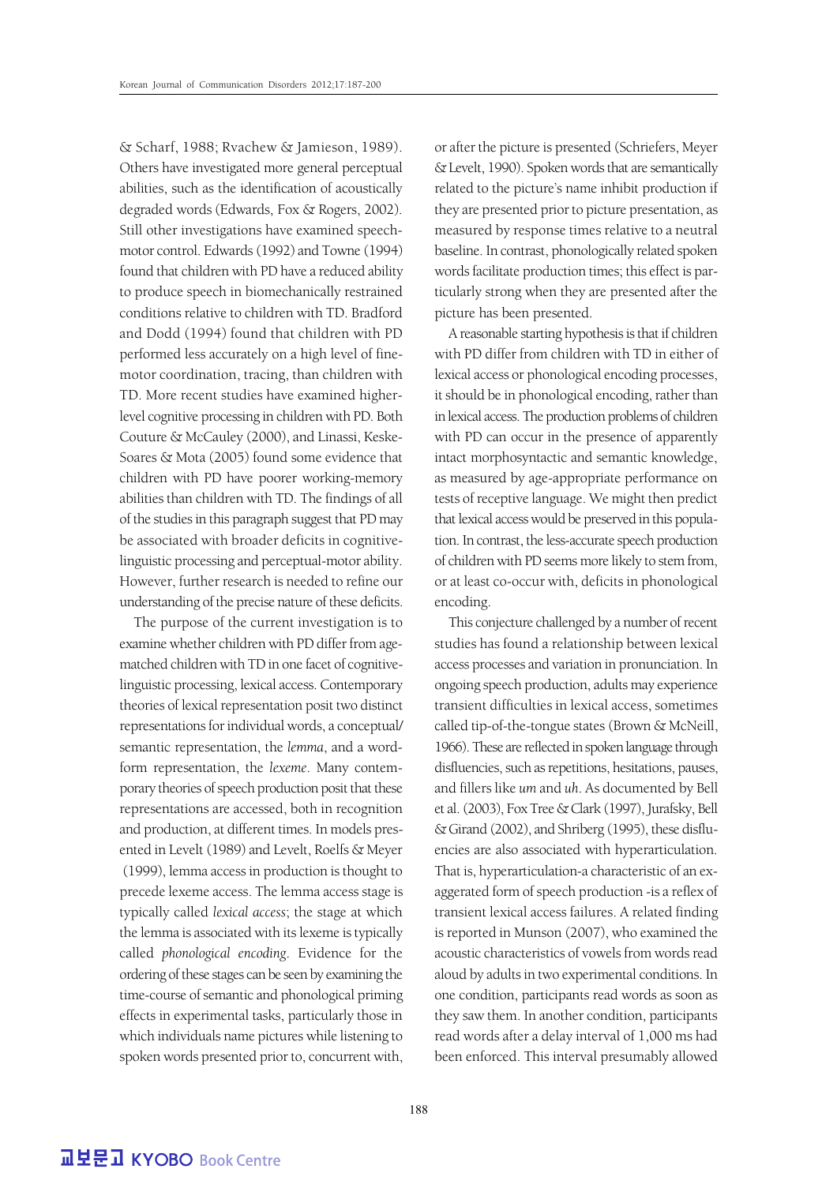& Scharf, 1988; Rvachew & Jamieson, 1989). Others have investigated more general perceptual abilities, such as the identification of acoustically degraded words (Edwards, Fox & Rogers, 2002). Still other investigations have examined speech-motor control. Edwards (1992) and Towne (1994) found that children with PD have a reduced ability to produce speech in biomechanically restrained conditions relative to children with TD. Bradford and Dodd (1994) found that children with PD performed less accurately on a high level of fine-motor coordination, tracing, than children with TD. More recent studies have examined higher-level cognitive processing in children with PD. Both Couture & McCauley (2000), and Linassi, Keske-Soares & Mota (2005) found some evidence that children with PD have poorer working-memory abilities than children with TD. The findings of all of the studies in this paragraph suggest that PD may be associated with broader deficits in cognitive-linguistic processing and perceptual-motor ability. However, further research is needed to refine our understanding of the precise nature of these deficits.

The purpose of the current investigation is to examine whether children with PD differ from age-matched children with TD in one facet of cognitive-linguistic processing, lexical access. Contemporary theories of lexical representation posit two distinct representations for individual words, a conceptual/semantic representation, the *lemma*, and a word-form representation, the *lexeme*. Many contemporary theories of speech production posit that these representations are accessed, both in recognition and production, at different times. In models presented in Levelt (1989) and Levelt, Roelfs & Meyer (1999), lemma access in production is thought to precede lexeme access. The lemma access stage is typically called *lexical access*; the stage at which the lemma is associated with its lexeme is typically called *phonological encoding*. Evidence for the ordering of these stages can be seen by examining the time-course of semantic and phonological priming effects in experimental tasks, particularly those in which individuals name pictures while listening to spoken words presented prior to, concurrent with, or after the picture is presented (Schriefers, Meyer & Levelt, 1990). Spoken words that are semantically related to the picture's name inhibit production if they are presented prior to picture presentation, as measured by response times relative to a neutral baseline. In contrast, phonologically related spoken words facilitate production times; this effect is particularly strong when they are presented after the picture has been presented.

A reasonable starting hypothesis is that if children with PD differ from children with TD in either of lexical access or phonological encoding processes, it should be in phonological encoding, rather than in lexical access. The production problems of children with PD can occur in the presence of apparently intact morphosyntactic and semantic knowledge, as measured by age-appropriate performance on tests of receptive language. We might then predict that lexical access would be preserved in this population. In contrast, the less-accurate speech production of children with PD seems more likely to stem from, or at least co-occur with, deficits in phonological encoding.

This conjecture challenged by a number of recent studies has found a relationship between lexical access processes and variation in pronunciation. In ongoing speech production, adults may experience transient difficulties in lexical access, sometimes called tip-of-the-tongue states (Brown & McNeill, 1966). These are reflected in spoken language through disfluencies, such as repetitions, hesitations, pauses, and fillers like *um* and *uh*. As documented by Bell et al. (2003), Fox Tree & Clark (1997), Jurafsky, Bell & Girand (2002), and Shriberg (1995), these disfluencies are also associated with hyperarticulation. That is, hyperarticulation-a characteristic of an exaggerated form of speech production -is a reflex of transient lexical access failures. A related finding is reported in Munson (2007), who examined the acoustic characteristics of vowels from words read aloud by adults in two experimental conditions. In one condition, participants read words as soon as they saw them. In another condition, participants read words after a delay interval of 1,000 ms had been enforced. This interval presumably allowed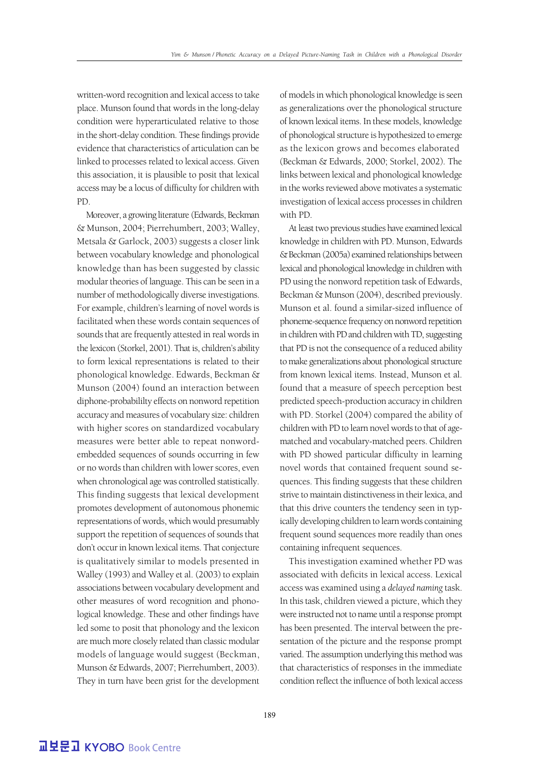written-word recognition and lexical access to take place. Munson found that words in the long-delay condition were hyperarticulated relative to those in the short-delay condition. These findings provide evidence that characteristics of articulation can be linked to processes related to lexical access. Given this association, it is plausible to posit that lexical access may be a locus of difficulty for children with PD.

Moreover, a growing literature (Edwards, Beckman & Munson, 2004; Pierrehumbert, 2003; Walley, Metsala & Garlock, 2003) suggests a closer link between vocabulary knowledge and phonological knowledge than has been suggested by classic modular theories of language. This can be seen in a number of methodologically diverse investigations. For example, children's learning of novel words is facilitated when these words contain sequences of sounds that are frequently attested in real words in the lexicon (Storkel, 2001). That is, children's ability to form lexical representations is related to their phonological knowledge. Edwards, Beckman & Munson (2004) found an interaction between diphone-probabililty effects on nonword repetition accuracy and measures of vocabulary size: children with higher scores on standardized vocabulary measures were better able to repeat nonword-embedded sequences of sounds occurring in few or no words than children with lower scores, even when chronological age was controlled statistically. This finding suggests that lexical development promotes development of autonomous phonemic representations of words, which would presumably support the repetition of sequences of sounds that don't occur in known lexical items. That conjecture is qualitatively similar to models presented in Walley (1993) and Walley et al. (2003) to explain associations between vocabulary development and other measures of word recognition and phonological knowledge. These and other findings have led some to posit that phonology and the lexicon are much more closely related than classic modular models of language would suggest (Beckman, Munson & Edwards, 2007; Pierrehumbert, 2003). They in turn have been grist for the development of models in which phonological knowledge is seen as generalizations over the phonological structure of known lexical items. In these models, knowledge of phonological structure is hypothesized to emerge as the lexicon grows and becomes elaborated (Beckman & Edwards, 2000; Storkel, 2002). The links between lexical and phonological knowledge in the works reviewed above motivates a systematic investigation of lexical access processes in children with PD.

At least two previous studies have examined lexical knowledge in children with PD. Munson, Edwards & Beckman (2005a) examined relationships between lexical and phonological knowledge in children with PD using the nonword repetition task of Edwards, Beckman & Munson (2004), described previously. Munson et al. found a similar-sized influence of phoneme-sequence frequency on nonword repetition in children with PD and children with TD, suggesting that PD is not the consequence of a reduced ability to make generalizations about phonological structure from known lexical items. Instead, Munson et al. found that a measure of speech perception best predicted speech-production accuracy in children with PD. Storkel (2004) compared the ability of children with PD to learn novel words to that of age-matched and vocabulary-matched peers. Children with PD showed particular difficulty in learning novel words that contained frequent sound sequences. This finding suggests that these children strive to maintain distinctiveness in their lexica, and that this drive counters the tendency seen in typically developing children to learn words containing frequent sound sequences more readily than ones containing infrequent sequences.

This investigation examined whether PD was associated with deficits in lexical access. Lexical access was examined using a *delayed naming* task. In this task, children viewed a picture, which they were instructed not to name until a response prompt has been presented. The interval between the presentation of the picture and the response prompt varied. The assumption underlying this method was that characteristics of responses in the immediate condition reflect the influence of both lexical access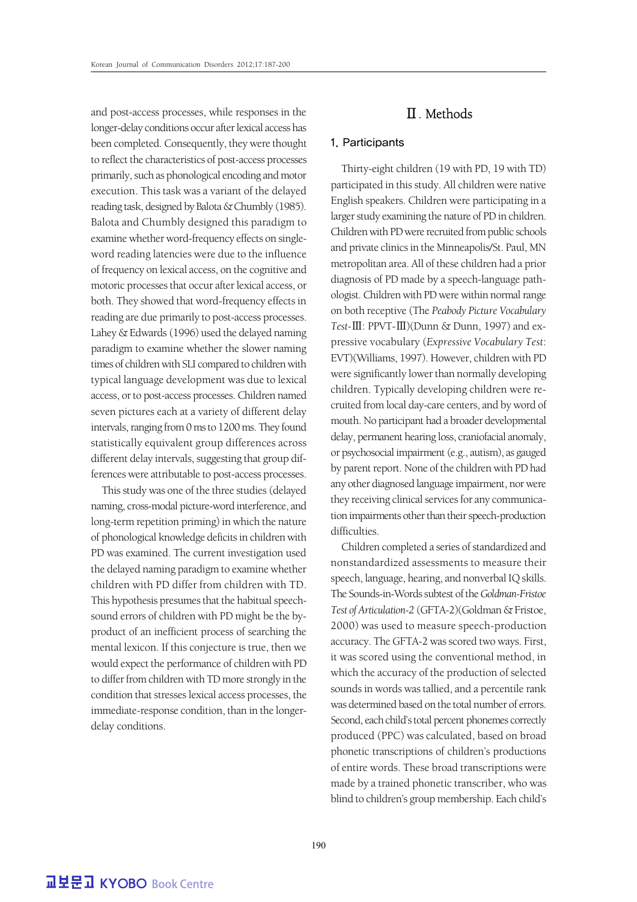and post-access processes, while responses in the longer-delay conditions occur after lexical access has been completed. Consequently, they were thought to reflect the characteristics of post-access processes primarily, such as phonological encoding and motor execution. This task was a variant of the delayed reading task, designed by Balota & Chumbly (1985). Balota and Chumbly designed this paradigm to examine whether word-frequency effects on single-word reading latencies were due to the influence of frequency on lexical access, on the cognitive and motoric processes that occur after lexical access, or both. They showed that word-frequency effects in reading are due primarily to post-access processes. Lahey & Edwards (1996) used the delayed naming paradigm to examine whether the slower naming times of children with SLI compared to children with typical language development was due to lexical access, or to post-access processes. Children named seven pictures each at a variety of different delay intervals, ranging from 0 ms to 1200 ms. They found statistically equivalent group differences across different delay intervals, suggesting that group differences were attributable to post-access processes.

This study was one of the three studies (delayed naming, cross-modal picture-word interference, and long-term repetition priming) in which the nature of phonological knowledge deficits in children with PD was examined. The current investigation used the delayed naming paradigm to examine whether children with PD differ from children with TD. This hypothesis presumes that the habitual speech-sound errors of children with PD might be the by-product of an inefficient process of searching the mental lexicon. If this conjecture is true, then we would expect the performance of children with PD to differ from children with TD more strongly in the condition that stresses lexical access processes, the immediate-response condition, than in the longer-delay conditions.

# Ⅱ. Methods

## 1. Participants

Thirty-eight children (19 with PD, 19 with TD) participated in this study. All children were native English speakers. Children were participating in a larger study examining the nature of PD in children. Children with PD were recruited from public schools and private clinics in the Minneapolis/St. Paul, MN metropolitan area. All of these children had a prior diagnosis of PD made by a speech-language pathologist. Children with PD were within normal range on both receptive (The *Peabody Picture Vocabulary Test*-Ⅲ: PPVT-Ⅲ)(Dunn & Dunn, 1997) and expressive vocabulary (*Expressive Vocabulary Test*: EVT)(Williams, 1997). However, children with PD were significantly lower than normally developing children. Typically developing children were recruited from local day-care centers, and by word of mouth. No participant had a broader developmental delay, permanent hearing loss, craniofacial anomaly, or psychosocial impairment (e.g., autism), as gauged by parent report. None of the children with PD had any other diagnosed language impairment, nor were they receiving clinical services for any communication impairments other than their speech-production difficulties.

Children completed a series of standardized and nonstandardized assessments to measure their speech, language, hearing, and nonverbal IQ skills. The Sounds-in-Words subtest of the *Goldman-Fristoe Test of Articulation-2* (GFTA-2)(Goldman & Fristoe, 2000) was used to measure speech-production accuracy. The GFTA-2 was scored two ways. First, it was scored using the conventional method, in which the accuracy of the production of selected sounds in words was tallied, and a percentile rank was determined based on the total number of errors. Second, each child's total percent phonemes correctly produced (PPC) was calculated, based on broad phonetic transcriptions of children's productions of entire words. These broad transcriptions were made by a trained phonetic transcriber, who was blind to children's group membership. Each child's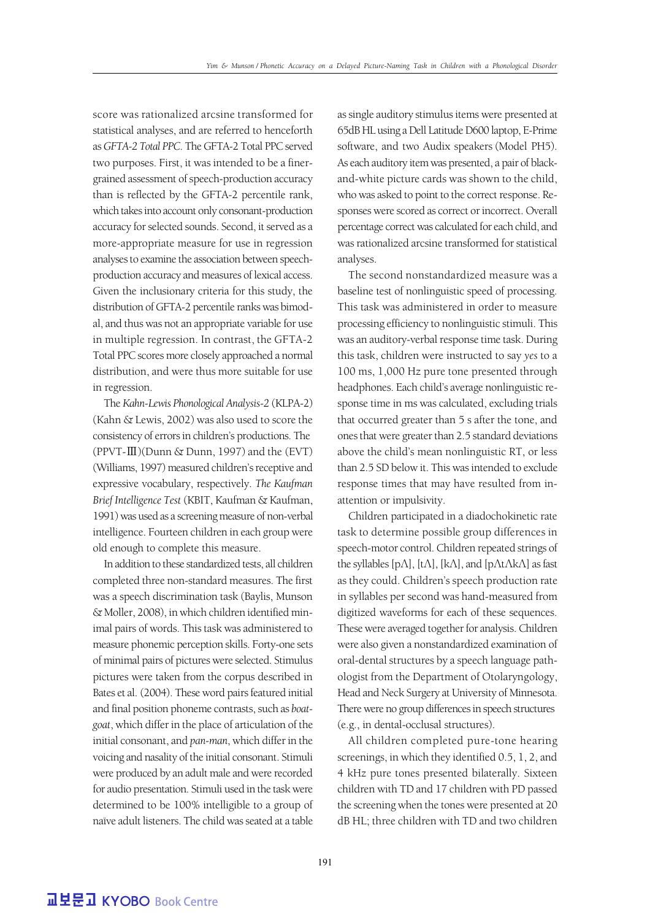score was rationalized arcsine transformed for statistical analyses, and are referred to henceforth as *GFTA-2 Total PPC*. The GFTA-2 Total PPC served two purposes. First, it was intended to be a finer-grained assessment of speech-production accuracy than is reflected by the GFTA-2 percentile rank, which takes into account only consonant-production accuracy for selected sounds. Second, it served as a more-appropriate measure for use in regression analyses to examine the association between speech-production accuracy and measures of lexical access. Given the inclusionary criteria for this study, the distribution of GFTA-2 percentile ranks was bimodal, and thus was not an appropriate variable for use in multiple regression. In contrast, the GFTA-2 Total PPC scores more closely approached a normal distribution, and were thus more suitable for use in regression.

The *Kahn-Lewis Phonological Analysis-2* (KLPA-2) (Kahn & Lewis, 2002) was also used to score the consistency of errors in children's productions. The (PPVT-Ⅲ)(Dunn & Dunn, 1997) and the (EVT) (Williams, 1997) measured children's receptive and expressive vocabulary, respectively. *The Kaufman Brief Intelligence Test* (KBIT, Kaufman & Kaufman, 1991) was used as a screening measure of non-verbal intelligence. Fourteen children in each group were old enough to complete this measure.

In addition to these standardized tests, all children completed three non-standard measures. The first was a speech discrimination task (Baylis, Munson & Moller, 2008), in which children identified minimal pairs of words. This task was administered to measure phonemic perception skills. Forty-one sets of minimal pairs of pictures were selected. Stimulus pictures were taken from the corpus described in Bates et al. (2004). These word pairs featured initial and final position phoneme contrasts, such as *boat-goat*, which differ in the place of articulation of the initial consonant, and *pan-man*, which differ in the voicing and nasality of the initial consonant. Stimuli were produced by an adult male and were recorded for audio presentation. Stimuli used in the task were determined to be 100% intelligible to a group of naïve adult listeners. The child was seated at a table as single auditory stimulus items were presented at 65dB HL using a Dell Latitude D600 laptop, E-Prime software, and two Audix speakers (Model PH5). As each auditory item was presented, a pair of black-and-white picture cards was shown to the child, who was asked to point to the correct response. Responses were scored as correct or incorrect. Overall percentage correct was calculated for each child, and was rationalized arcsine transformed for statistical analyses.

The second nonstandardized measure was a baseline test of nonlinguistic speed of processing. This task was administered in order to measure processing efficiency to nonlinguistic stimuli. This was an auditory-verbal response time task. During this task, children were instructed to say *yes* to a 100 ms, 1,000 Hz pure tone presented through headphones. Each child's average nonlinguistic response time in ms was calculated, excluding trials that occurred greater than 5 s after the tone, and ones that were greater than 2.5 standard deviations above the child's mean nonlinguistic RT, or less than 2.5 SD below it. This was intended to exclude response times that may have resulted from inattention or impulsivity.

Children participated in a diadochokinetic rate task to determine possible group differences in speech-motor control. Children repeated strings of the syllables [pʌ], [tʌ], [kʌ], and [pʌtʌkʌ] as fast as they could. Children's speech production rate in syllables per second was hand-measured from digitized waveforms for each of these sequences. These were averaged together for analysis. Children were also given a nonstandardized examination of oral-dental structures by a speech language pathologist from the Department of Otolaryngology, Head and Neck Surgery at University of Minnesota. There were no group differences in speech structures (e.g., in dental-occlusal structures).

All children completed pure-tone hearing screenings, in which they identified 0.5, 1, 2, and 4 kHz pure tones presented bilaterally. Sixteen children with TD and 17 children with PD passed the screening when the tones were presented at 20 dB HL; three children with TD and two children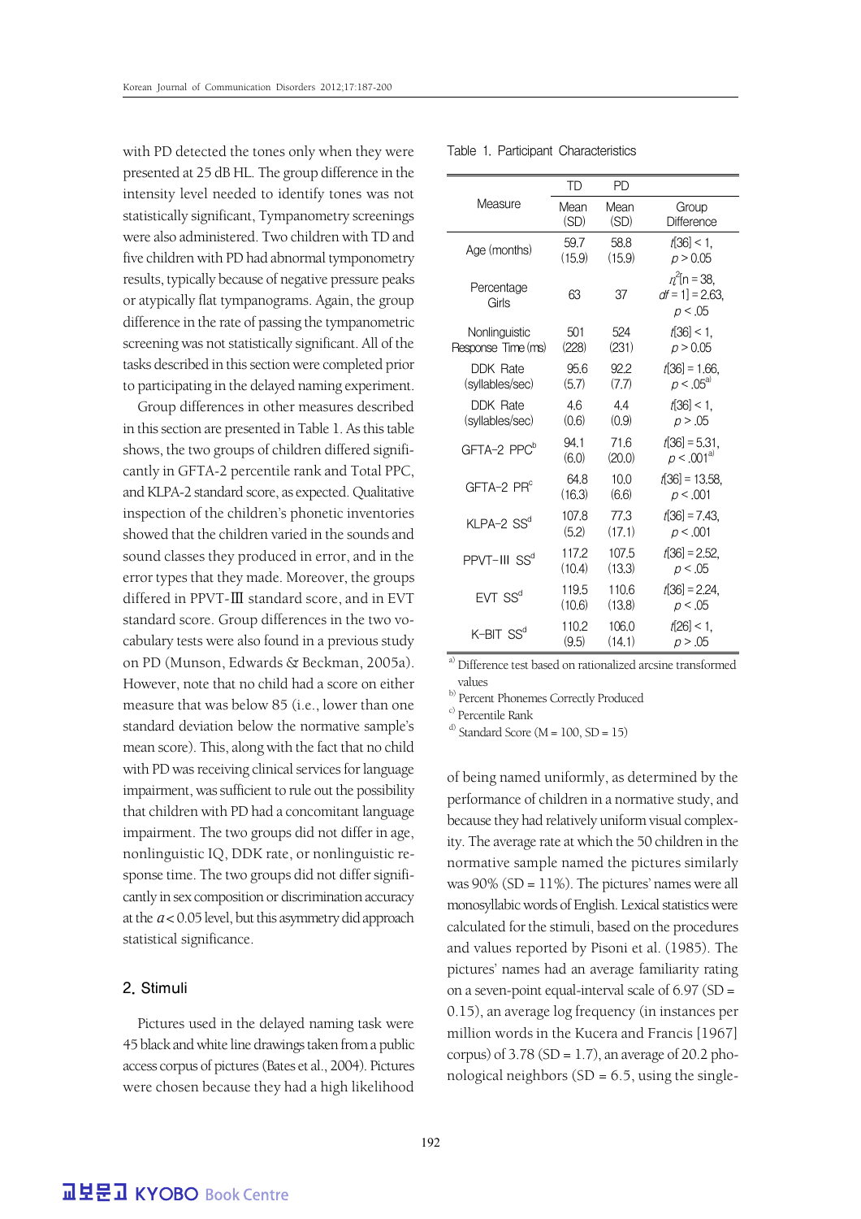with PD detected the tones only when they were presented at 25 dB HL. The group difference in the intensity level needed to identify tones was not statistically significant, Tympanometry screenings were also administered. Two children with TD and five children with PD had abnormal tymponometry results, typically because of negative pressure peaks or atypically flat tympanograms. Again, the group difference in the rate of passing the tympanometric screening was not statistically significant. All of the tasks described in this section were completed prior to participating in the delayed naming experiment.

Group differences in other measures described in this section are presented in Table 1. As this table shows, the two groups of children differed significantly in GFTA-2 percentile rank and Total PPC, and KLPA-2 standard score, as expected. Qualitative inspection of the children's phonetic inventories showed that the children varied in the sounds and sound classes they produced in error, and in the error types that they made. Moreover, the groups differed in PPVT-Ⅲ standard score, and in EVT standard score. Group differences in the two vocabulary tests were also found in a previous study on PD (Munson, Edwards & Beckman, 2005a). However, note that no child had a score on either measure that was below 85 (i.e., lower than one standard deviation below the normative sample's mean score). This, along with the fact that no child with PD was receiving clinical services for language impairment, was sufficient to rule out the possibility that children with PD had a concomitant language impairment. The two groups did not differ in age, nonlinguistic IQ, DDK rate, or nonlinguistic response time. The two groups did not differ significantly in sex composition or discrimination accuracy at the $a < 0.05$ level, but this asymmetry did approach statistical significance.

## 2. Stimuli

Pictures used in the delayed naming task were 45 black and white line drawings taken from a public access corpus of pictures (Bates et al., 2004). Pictures were chosen because they had a high likelihood of being named uniformly, as determined by the performance of children in a normative study, and because they had relatively uniform visual complexity. The average rate at which the 50 children in the normative sample named the pictures similarly was 90% (SD = 11%). The pictures' names were all monosyllabic words of English. Lexical statistics were calculated for the stimuli, based on the procedures and values reported by Pisoni et al. (1985). The pictures' names had an average familiarity rating on a seven-point equal-interval scale of 6.97 (SD = 0.15), an average log frequency (in instances per million words in the Kucera and Francis [1967] corpus) of 3.78 (SD = 1.7), an average of 20.2 phonological neighbors (SD = 6.5, using the single-

Table 1. Participant Characteristics

| Measure | TD Mean (SD) | PD Mean (SD) | Group Difference |
|---|---|---|---|
| Age (months) | 59.7 (15.9) | 58.8 (15.9) | $t[36] < 1$, $p > 0.05$ |
| Percentage Girls | 63 | 37 | $\eta^2[n = 38, df = 1] = 2.63$, $p < .05$ |
| Nonlinguistic Response Time (ms) | 501 (228) | 524 (231) | $t[36] < 1$, $p > 0.05$ |
| DDK Rate (syllables/sec) | 95.6 (5.7) | 92.2 (7.7) | $t[36] = 1.66$, $p < .05$[a] |
| DDK Rate (syllables/sec) | 4.6 (0.6) | 4.4 (0.9) | $t[36] < 1$, $p > .05$ |
| GFTA-2 PPC[b] | 94.1 (6.0) | 71.6 (20.0) | $t[36] = 5.31$, $p < .001$[a] |
| GFTA-2 PR[c] | 64.8 (16.3) | 10.0 (6.6) | $t[36] = 13.58$, $p < .001$ |
| KLPA-2 SS[d] | 107.8 (5.2) | 77.3 (17.1) | $t[36] = 7.43$, $p < .001$ |
| PPVT-III SS[d] | 117.2 (10.4) | 107.5 (13.3) | $t[36] = 2.52$, $p < .05$ |
| EVT SS[d] | 119.5 (10.6) | 110.6 (13.8) | $t[36] = 2.24$, $p < .05$ |
| K-BIT SS[d] | 110.2 (9.5) | 106.0 (14.1) | $t[26] < 1$, $p > .05$ |

[a] Difference test based on rationalized arcsine transformed values
[b] Percent Phonemes Correctly Produced
[c] Percentile Rank
[d] Standard Score (M = 100, SD = 15)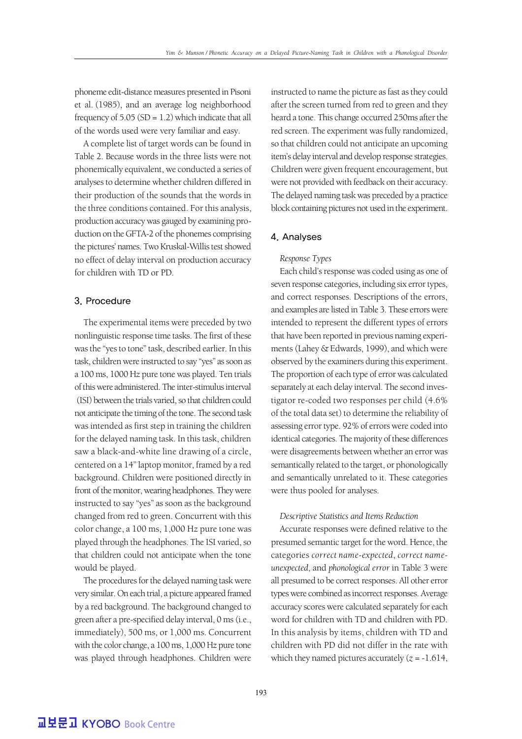phoneme edit-distance measures presented in Pisoni et al. (1985), and an average log neighborhood frequency of 5.05 (SD = 1.2) which indicate that all of the words used were very familiar and easy.

A complete list of target words can be found in Table 2. Because words in the three lists were not phonemically equivalent, we conducted a series of analyses to determine whether children differed in their production of the sounds that the words in the three conditions contained. For this analysis, production accuracy was gauged by examining production on the GFTA-2 of the phonemes comprising the pictures' names. Two Kruskal-Willis test showed no effect of delay interval on production accuracy for children with TD or PD.

## 3. Procedure

The experimental items were preceded by two nonlinguistic response time tasks. The first of these was the "yes to tone" task, described earlier. In this task, children were instructed to say "yes" as soon as a 100 ms, 1000 Hz pure tone was played. Ten trials of this were administered. The inter-stimulus interval (ISI) between the trials varied, so that children could not anticipate the timing of the tone. The second task was intended as first step in training the children for the delayed naming task. In this task, children saw a black-and-white line drawing of a circle, centered on a 14" laptop monitor, framed by a red background. Children were positioned directly in front of the monitor, wearing headphones. They were instructed to say "yes" as soon as the background changed from red to green. Concurrent with this color change, a 100 ms, 1,000 Hz pure tone was played through the headphones. The ISI varied, so that children could not anticipate when the tone would be played.

The procedures for the delayed naming task were very similar. On each trial, a picture appeared framed by a red background. The background changed to green after a pre-specified delay interval, 0 ms (i.e., immediately), 500 ms, or 1,000 ms. Concurrent with the color change, a 100 ms, 1,000 Hz pure tone was played through headphones. Children were instructed to name the picture as fast as they could after the screen turned from red to green and they heard a tone. This change occurred 250ms after the red screen. The experiment was fully randomized, so that children could not anticipate an upcoming item's delay interval and develop response strategies. Children were given frequent encouragement, but were not provided with feedback on their accuracy. The delayed naming task was preceded by a practice block containing pictures not used in the experiment.

## 4. Analyses

*Response Types*

Each child's response was coded using as one of seven response categories, including six error types, and correct responses. Descriptions of the errors, and examples are listed in Table 3. These errors were intended to represent the different types of errors that have been reported in previous naming experiments (Lahey & Edwards, 1999), and which were observed by the examiners during this experiment. The proportion of each type of error was calculated separately at each delay interval. The second investigator re-coded two responses per child (4.6% of the total data set) to determine the reliability of assessing error type. 92% of errors were coded into identical categories. The majority of these differences were disagreements between whether an error was semantically related to the target, or phonologically and semantically unrelated to it. These categories were thus pooled for analyses.

*Descriptive Statistics and Items Reduction*

Accurate responses were defined relative to the presumed semantic target for the word. Hence, the categories *correct name-expected*, *correct name-unexpected*, and *phonological error* in Table 3 were all presumed to be correct responses. All other error types were combined as incorrect responses. Average accuracy scores were calculated separately for each word for children with TD and children with PD. In this analysis by items, children with TD and children with PD did not differ in the rate with which they named pictures accurately ($z$ = -1.614,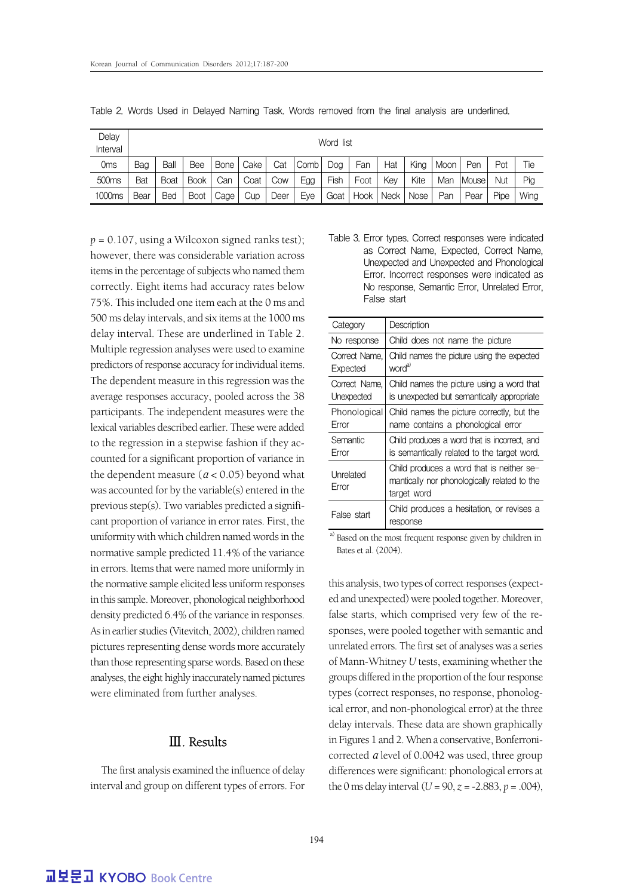Table 2. Words Used in Delayed Naming Task. Words removed from the final analysis are underlined.

| Delay Interval | Word list | | | | | | | | | | | | | | |
|---|---|---|---|---|---|---|---|---|---|---|---|---|---|---|---|
| 0ms | Bag | Ball | Bee | Bone | Cake | Cat | Comb | Dog | Fan | Hat | King | Moon | Pen | Pot | Tie |
| 500ms | Bat | Boat | Book | Can | Coat | Cow | Egg | Fish | Foot | Key | Kite | Man | Mouse | Nut | Pig |
| 1000ms | Bear | Bed | Boot | Cage | Cup | Deer | Eye | Goat | Hook | Neck | Nose | Pan | Pear | Pipe | Wing |

$p$ = 0.107, using a Wilcoxon signed ranks test); however, there was considerable variation across items in the percentage of subjects who named them correctly. Eight items had accuracy rates below 75%. This included one item each at the 0 ms and 500 ms delay intervals, and six items at the 1000 ms delay interval. These are underlined in Table 2. Multiple regression analyses were used to examine predictors of response accuracy for individual items. The dependent measure in this regression was the average responses accuracy, pooled across the 38 participants. The independent measures were the lexical variables described earlier. These were added to the regression in a stepwise fashion if they accounted for a significant proportion of variance in the dependent measure ($\alpha < 0.05$) beyond what was accounted for by the variable(s) entered in the previous step(s). Two variables predicted a significant proportion of variance in error rates. First, the uniformity with which children named words in the normative sample predicted 11.4% of the variance in errors. Items that were named more uniformly in the normative sample elicited less uniform responses in this sample. Moreover, phonological neighborhood density predicted 6.4% of the variance in responses. As in earlier studies (Vitevitch, 2002), children named pictures representing dense words more accurately than those representing sparse words. Based on these analyses, the eight highly inaccurately named pictures were eliminated from further analyses.

## Ⅲ. Results

The first analysis examined the influence of delay interval and group on different types of errors. For this analysis, two types of correct responses (expected and unexpected) were pooled together. Moreover, false starts, which comprised very few of the responses, were pooled together with semantic and unrelated errors. The first set of analyses was a series of Mann-Whitney $U$ tests, examining whether the groups differed in the proportion of the four response types (correct responses, no response, phonological error, and non-phonological error) at the three delay intervals. These data are shown graphically in Figures 1 and 2. When a conservative, Bonferroni-corrected $\alpha$ level of 0.0042 was used, three group differences were significant: phonological errors at the 0 ms delay interval ($U$ = 90, $z$ = -2.883, $p$ = .004),

Table 3. Error types. Correct responses were indicated as Correct Name, Expected, Correct Name, Unexpected and Unexpected and Phonological Error. Incorrect responses were indicated as No response, Semantic Error, Unrelated Error, False start

| Category | Description |
|---|---|
| No response | Child does not name the picture |
| Correct Name, Expected | Child names the picture using the expected word[a] |
| Correct Name, Unexpected | Child names the picture using a word that is unexpected but semantically appropriate |
| Phonological Error | Child names the picture correctly, but the name contains a phonological error |
| Semantic Error | Child produces a word that is incorrect, and is semantically related to the target word. |
| Unrelated Error | Child produces a word that is neither semantically nor phonologically related to the target word |
| False start | Child produces a hesitation, or revises a response |

[a] Based on the most frequent response given by children in Bates et al. (2004).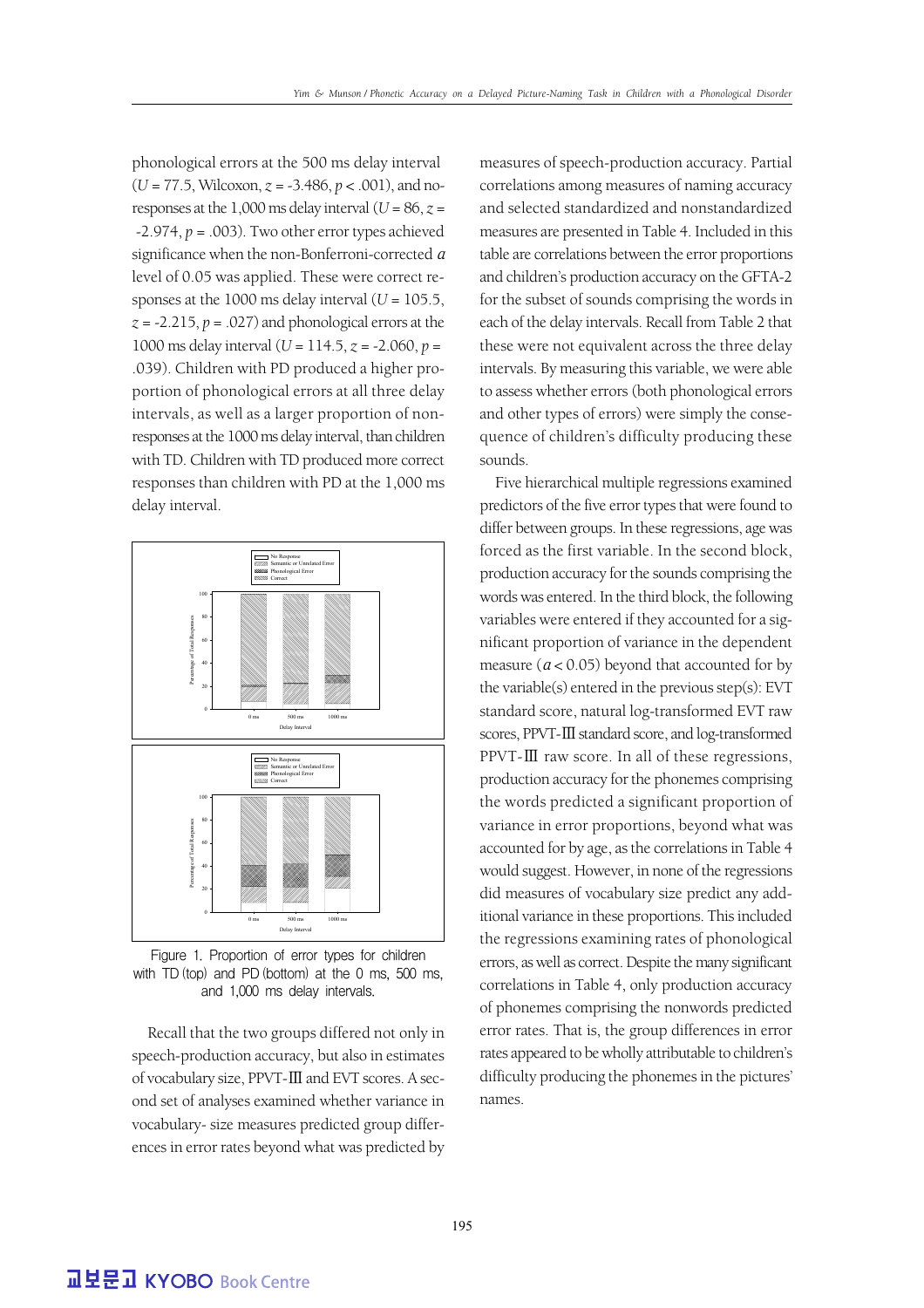phonological errors at the 500 ms delay interval ($U$ = 77.5, Wilcoxon, $z$ = -3.486, $p$ < .001), and no-responses at the 1,000 ms delay interval ($U$ = 86, $z$ = -2.974, $p$ = .003). Two other error types achieved significance when the non-Bonferroni-corrected $\alpha$ level of 0.05 was applied. These were correct responses at the 1000 ms delay interval ($U$ = 105.5, $z$ = -2.215, $p$ = .027) and phonological errors at the 1000 ms delay interval ($U$ = 114.5, $z$ = -2.060, $p$ = .039). Children with PD produced a higher proportion of phonological errors at all three delay intervals, as well as a larger proportion of non-responses at the 1000 ms delay interval, than children with TD. Children with TD produced more correct responses than children with PD at the 1,000 ms delay interval.

Figure 1. Proportion of error types for children with TD (top) and PD (bottom) at the 0 ms, 500 ms, and 1,000 ms delay intervals.

Recall that the two groups differed not only in speech-production accuracy, but also in estimates of vocabulary size, PPVT-Ⅲ and EVT scores. A second set of analyses examined whether variance in vocabulary- size measures predicted group differences in error rates beyond what was predicted by measures of speech-production accuracy. Partial correlations among measures of naming accuracy and selected standardized and nonstandardized measures are presented in Table 4. Included in this table are correlations between the error proportions and children's production accuracy on the GFTA-2 for the subset of sounds comprising the words in each of the delay intervals. Recall from Table 2 that these were not equivalent across the three delay intervals. By measuring this variable, we were able to assess whether errors (both phonological errors and other types of errors) were simply the consequence of children's difficulty producing these sounds.

Five hierarchical multiple regressions examined predictors of the five error types that were found to differ between groups. In these regressions, age was forced as the first variable. In the second block, production accuracy for the sounds comprising the words was entered. In the third block, the following variables were entered if they accounted for a significant proportion of variance in the dependent measure ($\alpha < 0.05$) beyond that accounted for by the variable(s) entered in the previous step(s): EVT standard score, natural log-transformed EVT raw scores, PPVT-Ⅲ standard score, and log-transformed PPVT-Ⅲ raw score. In all of these regressions, production accuracy for the phonemes comprising the words predicted a significant proportion of variance in error proportions, beyond what was accounted for by age, as the correlations in Table 4 would suggest. However, in none of the regressions did measures of vocabulary size predict any additional variance in these proportions. This included the regressions examining rates of phonological errors, as well as correct. Despite the many significant correlations in Table 4, only production accuracy of phonemes comprising the nonwords predicted error rates. That is, the group differences in error rates appeared to be wholly attributable to children's difficulty producing the phonemes in the pictures' names.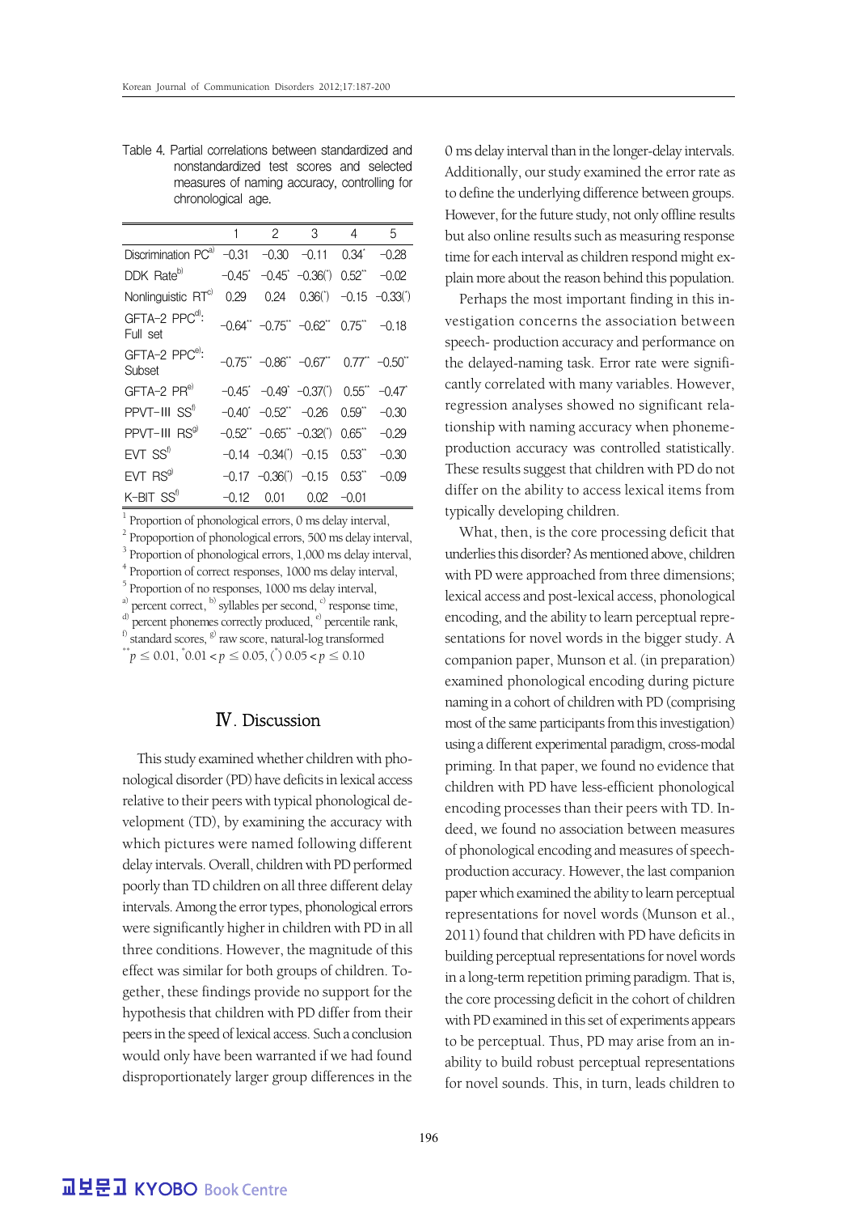Table 4. Partial correlations between standardized and nonstandardized test scores and selected measures of naming accuracy, controlling for chronological age.

| | 1 | 2 | 3 | 4 | 5 |
|---|---|---|---|---|---|
| Discrimination PC[a] | −0.31 | −0.30 | −0.11 | 0.34* | −0.28 |
| DDK Rate[b] | −0.45* | −0.45* | −0.36(*) | 0.52** | −0.02 |
| Nonlinguistic RT[c] | 0.29 | 0.24 | 0.36(*) | −0.15 | −0.33(*) |
| GFTA-2 PPC[d]: Full set | −0.64** | −0.75** | −0.62** | 0.75** | −0.18 |
| GFTA-2 PPC[e]: Subset | −0.75** | −0.86** | −0.67** | 0.77** | −0.50** |
| GFTA-2 PR[e] | −0.45* | −0.49* | −0.37(*) | 0.55** | −0.47* |
| PPVT-III SS[f] | −0.40* | −0.52** | −0.26 | 0.59** | −0.30 |
| PPVT-III RS[g] | −0.52** | −0.65** | −0.32(*) | 0.65** | −0.29 |
| EVT SS[f] | −0.14 | −0.34(*) | −0.15 | 0.53** | −0.30 |
| EVT RS[g] | −0.17 | −0.36(*) | −0.15 | 0.53** | −0.09 |
| K-BIT SS[f] | −0.12 | 0.01 | 0.02 | −0.01 | |

[1] Proportion of phonological errors, 0 ms delay interval,
[2] Propoportion of phonological errors, 500 ms delay interval,
[3] Proportion of phonological errors, 1,000 ms delay interval,
[4] Proportion of correct responses, 1000 ms delay interval,
[5] Proportion of no responses, 1000 ms delay interval,
[a] percent correct, [b] syllables per second, [c] response time, [d] percent phonemes correctly produced, [e] percentile rank, [f] standard scores, [g] raw score, natural-log transformed
$^{**}p \le 0.01$, $^{*}0.01 < p \le 0.05$, $(^{*})\ 0.05 < p \le 0.10$

## Ⅳ. Discussion

This study examined whether children with phonological disorder (PD) have deficits in lexical access relative to their peers with typical phonological development (TD), by examining the accuracy with which pictures were named following different delay intervals. Overall, children with PD performed poorly than TD children on all three different delay intervals. Among the error types, phonological errors were significantly higher in children with PD in all three conditions. However, the magnitude of this effect was similar for both groups of children. Together, these findings provide no support for the hypothesis that children with PD differ from their peers in the speed of lexical access. Such a conclusion would only have been warranted if we had found disproportionately larger group differences in the 0 ms delay interval than in the longer-delay intervals. Additionally, our study examined the error rate as to define the underlying difference between groups. However, for the future study, not only offline results but also online results such as measuring response time for each interval as children respond might explain more about the reason behind this population.

Perhaps the most important finding in this investigation concerns the association between speech- production accuracy and performance on the delayed-naming task. Error rate were significantly correlated with many variables. However, regression analyses showed no significant relationship with naming accuracy when phoneme-production accuracy was controlled statistically. These results suggest that children with PD do not differ on the ability to access lexical items from typically developing children.

What, then, is the core processing deficit that underlies this disorder? As mentioned above, children with PD were approached from three dimensions; lexical access and post-lexical access, phonological encoding, and the ability to learn perceptual representations for novel words in the bigger study. A companion paper, Munson et al. (in preparation) examined phonological encoding during picture naming in a cohort of children with PD (comprising most of the same participants from this investigation) using a different experimental paradigm, cross-modal priming. In that paper, we found no evidence that children with PD have less-efficient phonological encoding processes than their peers with TD. Indeed, we found no association between measures of phonological encoding and measures of speech-production accuracy. However, the last companion paper which examined the ability to learn perceptual representations for novel words (Munson et al., 2011) found that children with PD have deficits in building perceptual representations for novel words in a long-term repetition priming paradigm. That is, the core processing deficit in the cohort of children with PD examined in this set of experiments appears to be perceptual. Thus, PD may arise from an inability to build robust perceptual representations for novel sounds. This, in turn, leads children to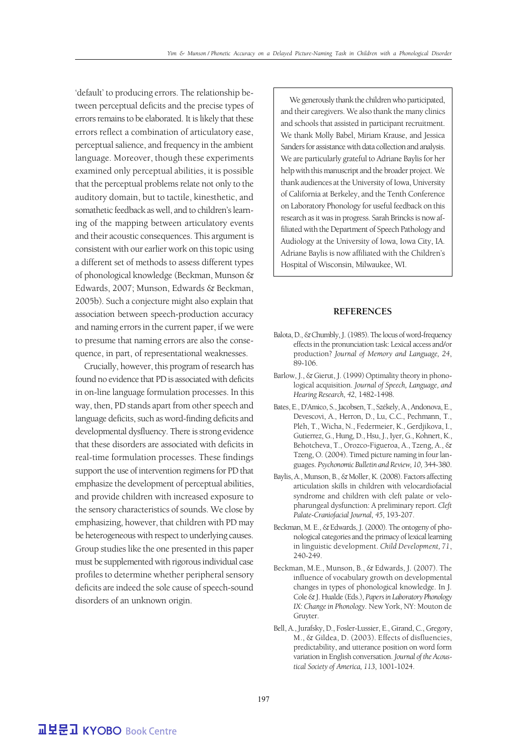'default' to producing errors. The relationship between perceptual deficits and the precise types of errors remains to be elaborated. It is likely that these errors reflect a combination of articulatory ease, perceptual salience, and frequency in the ambient language. Moreover, though these experiments examined only perceptual abilities, it is possible that the perceptual problems relate not only to the auditory domain, but to tactile, kinesthetic, and somathetic feedback as well, and to children's learning of the mapping between articulatory events and their acoustic consequences. This argument is consistent with our earlier work on this topic using a different set of methods to assess different types of phonological knowledge (Beckman, Munson & Edwards, 2007; Munson, Edwards & Beckman, 2005b). Such a conjecture might also explain that association between speech-production accuracy and naming errors in the current paper, if we were to presume that naming errors are also the consequence, in part, of representational weaknesses.

Crucially, however, this program of research has found no evidence that PD is associated with deficits in on-line language formulation processes. In this way, then, PD stands apart from other speech and language deficits, such as word-finding deficits and developmental dysfluency. There is strong evidence that these disorders are associated with deficits in real-time formulation processes. These findings support the use of intervention regimens for PD that emphasize the development of perceptual abilities, and provide children with increased exposure to the sensory characteristics of sounds. We close by emphasizing, however, that children with PD may be heterogeneous with respect to underlying causes. Group studies like the one presented in this paper must be supplemented with rigorous individual case profiles to determine whether peripheral sensory deficits are indeed the sole cause of speech-sound disorders of an unknown origin.

We generously thank the children who participated, and their caregivers. We also thank the many clinics and schools that assisted in participant recruitment. We thank Molly Babel, Miriam Krause, and Jessica Sanders for assistance with data collection and analysis. We are particularly grateful to Adriane Baylis for her help with this manuscript and the broader project. We thank audiences at the University of Iowa, University of California at Berkeley, and the Tenth Conference on Laboratory Phonology for useful feedback on this research as it was in progress. Sarah Brincks is now affiliated with the Department of Speech Pathology and Audiology at the University of Iowa, Iowa City, IA. Adriane Baylis is now affiliated with the Children's Hospital of Wisconsin, Milwaukee, WI.

## REFERENCES

Balota, D., & Chumbly, J. (1985). The locus of word-frequency effects in the pronunciation task: Lexical access and/or production? *Journal of Memory and Language, 24*, 89-106.

Barlow, J., & Gierut, J. (1999) Optimality theory in phonological acquisition. *Journal of Speech, Language, and Hearing Research, 42*, 1482-1498.

Bates, E., D'Amico, S., Jacobsen, T., Székely, A., Andonova, E., Devescovi, A., Herron, D., Lu, C.C., Pechmann, T., Pléh, T., Wicha, N., Federmeier, K., Gerdjikova, I., Gutierrez, G., Hung, D., Hsu, J., Iyer, G., Kohnert, K., Behotcheva, T., Orozco-Figueroa, A., Tzeng, A., & Tzeng, O. (2004). Timed picture naming in four languages. *Psychonomic Bulletin and Review, 10,* 344-380.

Baylis, A., Munson, B., & Moller, K. (2008). Factors affecting articulation skills in children with velocardiofacial syndrome and children with cleft palate or velopharungeal dysfunction: A preliminary report. *Cleft Palate-Craniofacial Journal, 45*, 193-207.

Beckman, M. E., & Edwards, J. (2000). The ontogeny of phonological categories and the primacy of lexical learning in linguistic development. *Child Development, 71*, 240-249.

Beckman, M.E., Munson, B., & Edwards, J. (2007). The influence of vocabulary growth on developmental changes in types of phonological knowledge. In J. Cole & J. Hualde (Eds.), *Papers in Laboratory Phonology IX: Change in Phonology.* New York, NY: Mouton de Gruyter.

Bell, A., Jurafsky, D., Fosler-Lussier, E., Girand, C., Gregory, M., & Gildea, D. (2003). Effects of disfluencies, predictability, and utterance position on word form variation in English conversation. *Journal of the Acoustical Society of America, 113*, 1001-1024.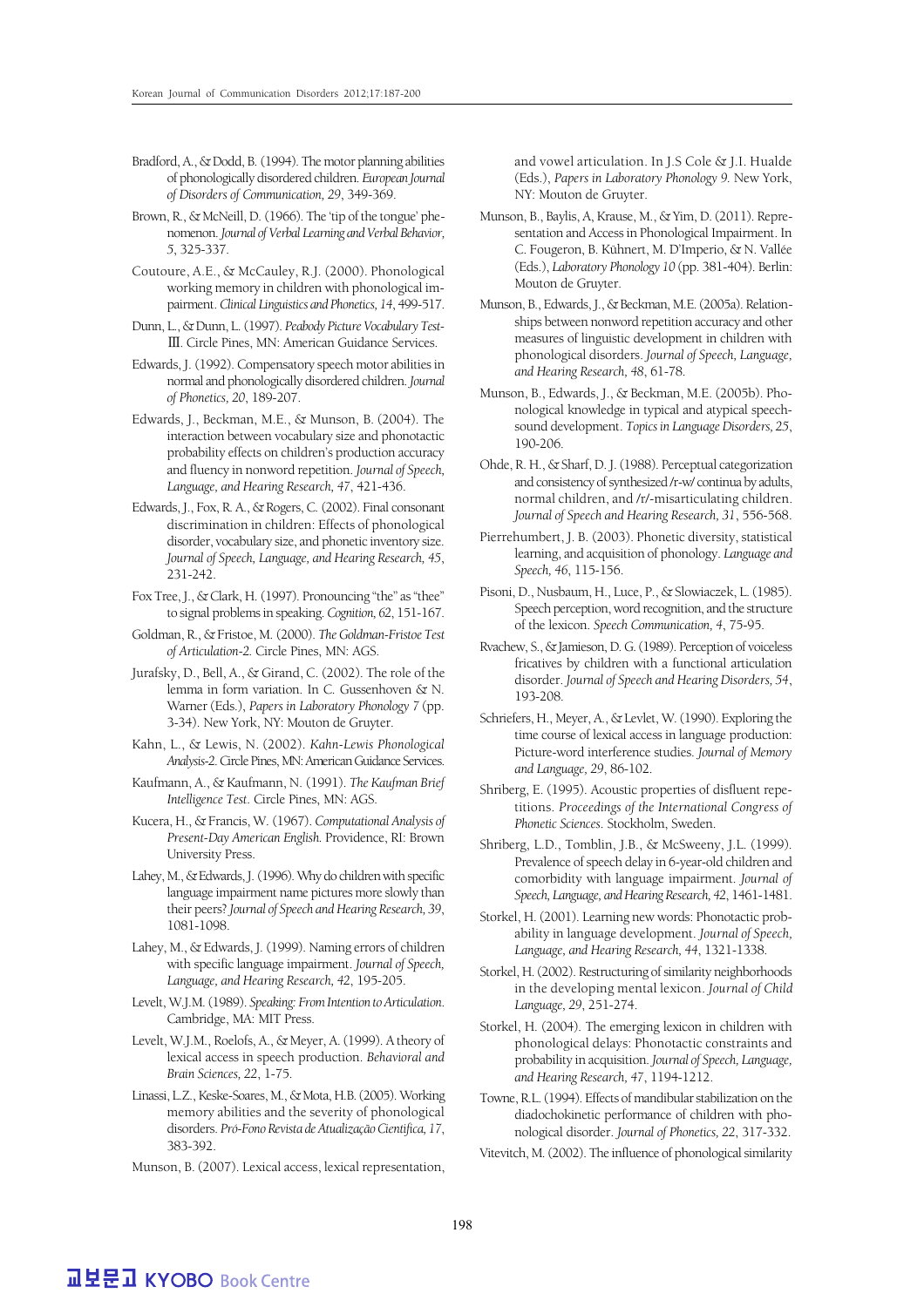Bradford, A., & Dodd, B. (1994). The motor planning abilities of phonologically disordered children. *European Journal of Disorders of Communication, 29*, 349-369.

Brown, R., & McNeill, D. (1966). The 'tip of the tongue' phenomenon. *Journal of Verbal Learning and Verbal Behavior, 5*, 325-337.

Coutoure, A.E., & McCauley, R.J. (2000). Phonological working memory in children with phonological impairment. *Clinical Linguistics and Phonetics, 14*, 499-517.

Dunn, L., & Dunn, L. (1997). *Peabody Picture Vocabulary Test-Ⅲ*. Circle Pines, MN: American Guidance Services.

Edwards, J. (1992). Compensatory speech motor abilities in normal and phonologically disordered children. *Journal of Phonetics, 20*, 189-207.

Edwards, J., Beckman, M.E., & Munson, B. (2004). The interaction between vocabulary size and phonotactic probability effects on children's production accuracy and fluency in nonword repetition. *Journal of Speech, Language, and Hearing Research, 47*, 421-436.

Edwards, J., Fox, R. A., & Rogers, C. (2002). Final consonant discrimination in children: Effects of phonological disorder, vocabulary size, and phonetic inventory size. *Journal of Speech, Language, and Hearing Research, 45*, 231-242.

Fox Tree, J., & Clark, H. (1997). Pronouncing "the" as "thee" to signal problems in speaking. *Cognition, 62*, 151-167.

Goldman, R., & Fristoe, M. (2000). *The Goldman-Fristoe Test of Articulation-2*. Circle Pines, MN: AGS.

Jurafsky, D., Bell, A., & Girand, C. (2002). The role of the lemma in form variation. In C. Gussenhoven & N. Warner (Eds.), *Papers in Laboratory Phonology 7* (pp. 3-34). New York, NY: Mouton de Gruyter.

Kahn, L., & Lewis, N. (2002). *Kahn-Lewis Phonological Analysis-2*. Circle Pines, MN: American Guidance Services.

Kaufmann, A., & Kaufmann, N. (1991). *The Kaufman Brief Intelligence Test*. Circle Pines, MN: AGS.

Kucera, H., & Francis, W. (1967). *Computational Analysis of Present-Day American English*. Providence, RI: Brown University Press.

Lahey, M., & Edwards, J. (1996). Why do children with specific language impairment name pictures more slowly than their peers? *Journal of Speech and Hearing Research, 39*, 1081-1098.

Lahey, M., & Edwards, J. (1999). Naming errors of children with specific language impairment. *Journal of Speech, Language, and Hearing Research, 42*, 195-205.

Levelt, W.J.M. (1989). *Speaking: From Intention to Articulation*. Cambridge, MA: MIT Press.

Levelt, W.J.M., Roelofs, A., & Meyer, A. (1999). A theory of lexical access in speech production. *Behavioral and Brain Sciences, 22*, 1-75.

Linassi, L.Z., Keske-Soares, M., & Mota, H.B. (2005). Working memory abilities and the severity of phonological disorders. *Pró-Fono Revista de Atualização Científica, 17*, 383-392.

Munson, B. (2007). Lexical access, lexical representation, and vowel articulation. In J.S Cole & J.I. Hualde (Eds.), *Papers in Laboratory Phonology 9*. New York, NY: Mouton de Gruyter.

Munson, B., Baylis, A, Krause, M., & Yim, D. (2011). Representation and Access in Phonological Impairment. In C. Fougeron, B. Kühnert, M. D'Imperio, & N. Vallée (Eds.), *Laboratory Phonology 10* (pp. 381-404). Berlin: Mouton de Gruyter.

Munson, B., Edwards, J., & Beckman, M.E. (2005a). Relationships between nonword repetition accuracy and other measures of linguistic development in children with phonological disorders. *Journal of Speech, Language, and Hearing Research, 48*, 61-78.

Munson, B., Edwards, J., & Beckman, M.E. (2005b). Phonological knowledge in typical and atypical speech-sound development. *Topics in Language Disorders, 25*, 190-206.

Ohde, R. H., & Sharf, D. J. (1988). Perceptual categorization and consistency of synthesized /r-w/ continua by adults, normal children, and /r/-misarticulating children. *Journal of Speech and Hearing Research, 31*, 556-568.

Pierrehumbert, J. B. (2003). Phonetic diversity, statistical learning, and acquisition of phonology. *Language and Speech, 46*, 115-156.

Pisoni, D., Nusbaum, H., Luce, P., & Slowiaczek, L. (1985). Speech perception, word recognition, and the structure of the lexicon. *Speech Communication, 4*, 75-95.

Rvachew, S., & Jamieson, D. G. (1989). Perception of voiceless fricatives by children with a functional articulation disorder. *Journal of Speech and Hearing Disorders, 54*, 193-208.

Schriefers, H., Meyer, A., & Levlet, W. (1990). Exploring the time course of lexical access in language production: Picture-word interference studies. *Journal of Memory and Language, 29*, 86-102.

Shriberg, E. (1995). Acoustic properties of disfluent repetitions. *Proceedings of the International Congress of Phonetic Sciences*. Stockholm, Sweden.

Shriberg, L.D., Tomblin, J.B., & McSweeny, J.L. (1999). Prevalence of speech delay in 6-year-old children and comorbidity with language impairment. *Journal of Speech, Language, and Hearing Research, 42*, 1461-1481.

Storkel, H. (2001). Learning new words: Phonotactic probability in language development. *Journal of Speech, Language, and Hearing Research, 44*, 1321-1338.

Storkel, H. (2002). Restructuring of similarity neighborhoods in the developing mental lexicon. *Journal of Child Language, 29*, 251-274.

Storkel, H. (2004). The emerging lexicon in children with phonological delays: Phonotactic constraints and probability in acquisition. *Journal of Speech, Language, and Hearing Research, 47*, 1194-1212.

Towne, R.L. (1994). Effects of mandibular stabilization on the diadochokinetic performance of children with phonological disorder. *Journal of Phonetics, 22*, 317-332.

Vitevitch, M. (2002). The influence of phonological similarity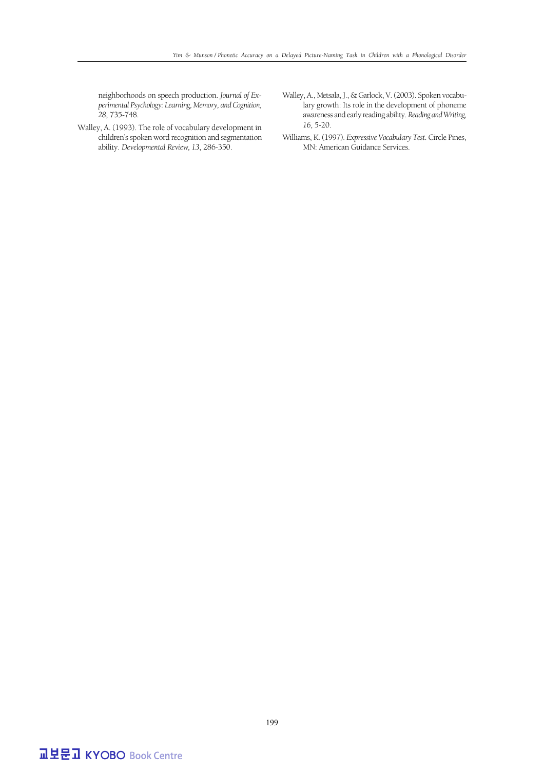neighborhoods on speech production. *Journal of Experimental Psychology: Learning, Memory, and Cognition, 28*, 735-748.

Walley, A. (1993). The role of vocabulary development in children's spoken word recognition and segmentation ability. *Developmental Review, 13*, 286-350.

Walley, A., Metsala, J., & Garlock, V. (2003). Spoken vocabulary growth: Its role in the development of phoneme awareness and early reading ability. *Reading and Writing, 16*, 5-20.

Williams, K. (1997). *Expressive Vocabulary Test*. Circle Pines, MN: American Guidance Services.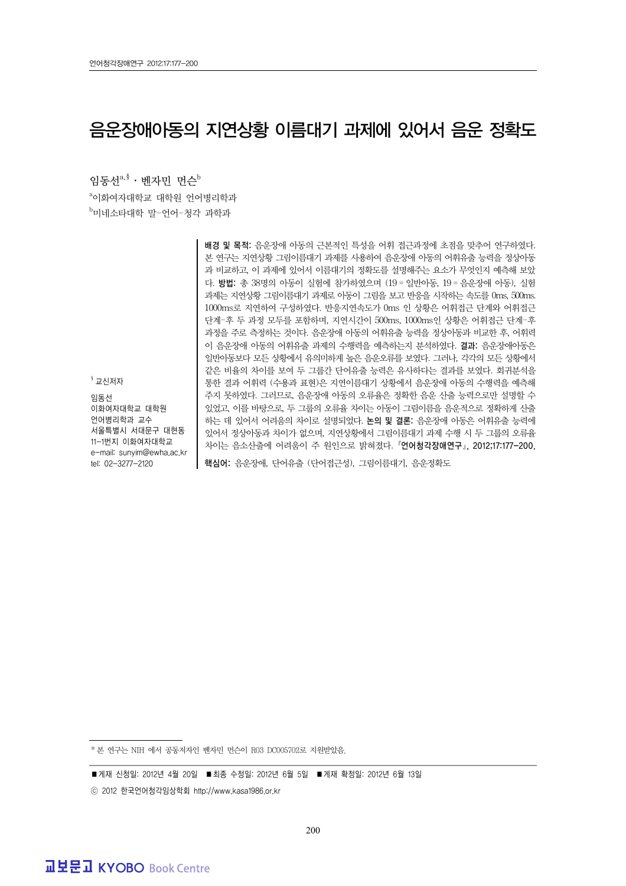# 음운장애아동의 지연상황 이름대기 과제에 있어서 음운 정확도

임동선[a,§] · 벤자민 먼슨[b]

[a]이화여자대학교 대학원 언어병리학과

[b]미네소타대학 말-언어-청각 과학과

**배경 및 목적:** 음운장애 아동의 근본적인 특성을 어휘 접근과정에 초점을 맞추어 연구하였다. 본 연구는 지연상황 그림이름대기 과제를 사용하여 음운장애 아동의 어휘유출 능력을 정상아동과 비교하고, 이 과제에 있어서 이름대기의 정확도를 설명해주는 요소가 무엇인지 예측해 보았다. **방법:** 총 38명의 아동이 실험에 참가하였으며 (19 = 일반아동, 19 = 음운장애 아동), 실험과제는 지연상황 그림이름대기 과제로 아동이 그림을 보고 반응을 시작하는 속도를 0ms, 500ms, 1000ms로 지연하여 구성하였다. 반응지연속도가 0ms 인 상황은 어휘접근 단계와 어휘접근 단계-후 두 과정 모두를 포함하며, 지연시간이 500ms, 1000ms인 상황은 어휘접근 단계-후 과정을 주로 측정하는 것이다. 음운장애 아동의 어휘유출 능력을 정상아동과 비교한 후, 어휘력이 음운장애 아동의 어휘유출 과제의 수행력을 예측하는지 분석하였다. **결과:** 음운장애아동은 일반아동보다 모든 상황에서 유의미하게 높은 음운오류를 보였다. 그러나, 각각의 모든 상황에서 같은 비율의 차이를 보여 두 그룹간 단어유출 능력은 유사하다는 결과를 보였다. 회귀분석을 통한 결과 어휘력 (수용과 표현)은 지연이름대기 상황에서 음운장애 아동의 수행력을 예측해 주지 못하였다. 그러므로, 음운장애 아동의 오류율은 정확한 음운 산출 능력으로만 설명할 수 있었고, 이를 바탕으로, 두 그룹의 오류율 차이는 아동이 그림이름을 음운적으로 정확하게 산출하는 데 있어서 어려움의 차이로 설명되었다. **논의 및 결론:** 음운장애 아동은 어휘유출 능력에 있어서 정상아동과 차이가 없으며, 지연상황에서 그림이름대기 과제 수행 시 두 그룹의 오류율 차이는 음소산출에 어려움이 주 원인으로 밝혀졌다. 『**언어청각장애연구**』, 2012;17:177-200.

**핵심어:** 음운장애, 단어유출 (단어접근성), 그림이름대기, 음운정확도

§ 교신저자

임동선
이화여자대학교 대학원
언어병리학과 교수
서울특별시 서대문구 대현동
11-1번지 이화여자대학교
e-mail: sunyim@ewha.ac.kr
tel: 02-3277-2120

* 본 연구는 NIH 에서 공동저자인 벤자민 먼슨이 R03 DC005702로 지원받았음.

■ 게재 신청일: 2012년 4월 20일 ■ 최종 수정일: 2012년 6월 5일 ■ 게재 확정일: 2012년 6월 13일

ⓒ 2012 한국언어청각임상학회 http://www.kasa1986.or.kr